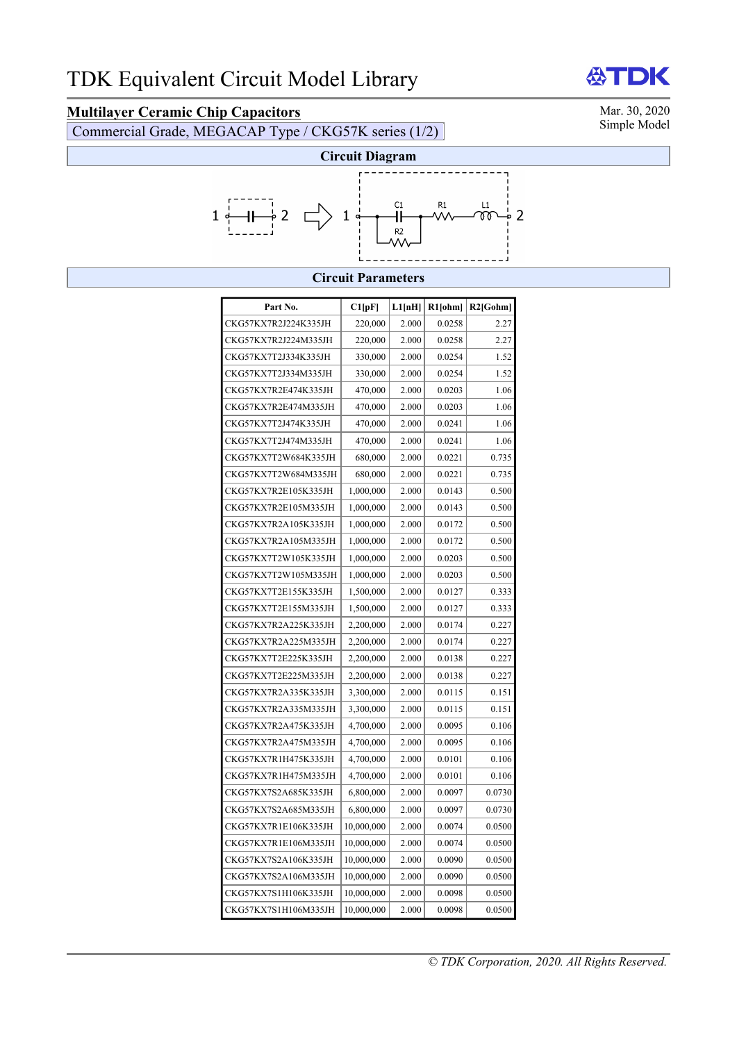# TDK Equivalent Circuit Model Library

TDK

## Multilayer Ceramic Chip Capacitors

Mar. 30, 2020
Simple Model

Commercial Grade, MEGACAP Type / CKG57K series (1/2)

### Circuit Diagram

1 —||— 2 ⇨ 1 — C1 (with R2 in parallel) — R1 — L1 — 2

### Circuit Parameters

| Part No. | C1[pF] | L1[nH] | R1[ohm] | R2[Gohm] |
|---|---|---|---|---|
| CKG57KX7R2J224K335JH | 220,000 | 2.000 | 0.0258 | 2.27 |
| CKG57KX7R2J224M335JH | 220,000 | 2.000 | 0.0258 | 2.27 |
| CKG57KX7T2J334K335JH | 330,000 | 2.000 | 0.0254 | 1.52 |
| CKG57KX7T2J334M335JH | 330,000 | 2.000 | 0.0254 | 1.52 |
| CKG57KX7R2E474K335JH | 470,000 | 2.000 | 0.0203 | 1.06 |
| CKG57KX7R2E474M335JH | 470,000 | 2.000 | 0.0203 | 1.06 |
| CKG57KX7T2J474K335JH | 470,000 | 2.000 | 0.0241 | 1.06 |
| CKG57KX7T2J474M335JH | 470,000 | 2.000 | 0.0241 | 1.06 |
| CKG57KX7T2W684K335JH | 680,000 | 2.000 | 0.0221 | 0.735 |
| CKG57KX7T2W684M335JH | 680,000 | 2.000 | 0.0221 | 0.735 |
| CKG57KX7R2E105K335JH | 1,000,000 | 2.000 | 0.0143 | 0.500 |
| CKG57KX7R2E105M335JH | 1,000,000 | 2.000 | 0.0143 | 0.500 |
| CKG57KX7R2A105K335JH | 1,000,000 | 2.000 | 0.0172 | 0.500 |
| CKG57KX7R2A105M335JH | 1,000,000 | 2.000 | 0.0172 | 0.500 |
| CKG57KX7T2W105K335JH | 1,000,000 | 2.000 | 0.0203 | 0.500 |
| CKG57KX7T2W105M335JH | 1,000,000 | 2.000 | 0.0203 | 0.500 |
| CKG57KX7T2E155K335JH | 1,500,000 | 2.000 | 0.0127 | 0.333 |
| CKG57KX7T2E155M335JH | 1,500,000 | 2.000 | 0.0127 | 0.333 |
| CKG57KX7R2A225K335JH | 2,200,000 | 2.000 | 0.0174 | 0.227 |
| CKG57KX7R2A225M335JH | 2,200,000 | 2.000 | 0.0174 | 0.227 |
| CKG57KX7T2E225K335JH | 2,200,000 | 2.000 | 0.0138 | 0.227 |
| CKG57KX7T2E225M335JH | 2,200,000 | 2.000 | 0.0138 | 0.227 |
| CKG57KX7R2A335K335JH | 3,300,000 | 2.000 | 0.0115 | 0.151 |
| CKG57KX7R2A335M335JH | 3,300,000 | 2.000 | 0.0115 | 0.151 |
| CKG57KX7R2A475K335JH | 4,700,000 | 2.000 | 0.0095 | 0.106 |
| CKG57KX7R2A475M335JH | 4,700,000 | 2.000 | 0.0095 | 0.106 |
| CKG57KX7R1H475K335JH | 4,700,000 | 2.000 | 0.0101 | 0.106 |
| CKG57KX7R1H475M335JH | 4,700,000 | 2.000 | 0.0101 | 0.106 |
| CKG57KX7S2A685K335JH | 6,800,000 | 2.000 | 0.0097 | 0.0730 |
| CKG57KX7S2A685M335JH | 6,800,000 | 2.000 | 0.0097 | 0.0730 |
| CKG57KX7R1E106K335JH | 10,000,000 | 2.000 | 0.0074 | 0.0500 |
| CKG57KX7R1E106M335JH | 10,000,000 | 2.000 | 0.0074 | 0.0500 |
| CKG57KX7S2A106K335JH | 10,000,000 | 2.000 | 0.0090 | 0.0500 |
| CKG57KX7S2A106M335JH | 10,000,000 | 2.000 | 0.0090 | 0.0500 |
| CKG57KX7S1H106K335JH | 10,000,000 | 2.000 | 0.0098 | 0.0500 |
| CKG57KX7S1H106M335JH | 10,000,000 | 2.000 | 0.0098 | 0.0500 |

*© TDK Corporation, 2020. All Rights Reserved.*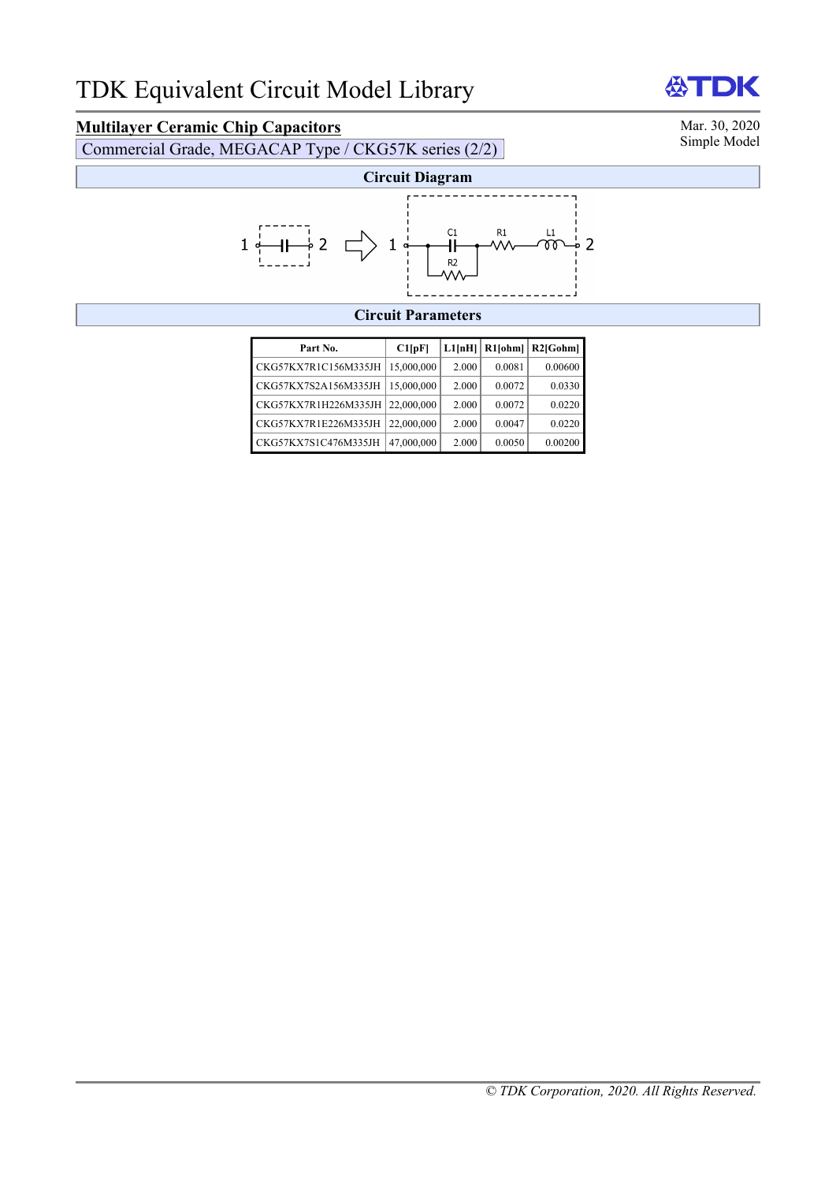# TDK Equivalent Circuit Model Library

**Multilayer Ceramic Chip Capacitors**

Commercial Grade, MEGACAP Type / CKG57K series (2/2)

Mar. 30, 2020
Simple Model

## Circuit Diagram

1 2 1 C1 R1 L1 2
R2

## Circuit Parameters

| Part No. | C1[pF] | L1[nH] | R1[ohm] | R2[Gohm] |
|---|---|---|---|---|
| CKG57KX7R1C156M335JH | 15,000,000 | 2.000 | 0.0081 | 0.00600 |
| CKG57KX7S2A156M335JH | 15,000,000 | 2.000 | 0.0072 | 0.0330 |
| CKG57KX7R1H226M335JH | 22,000,000 | 2.000 | 0.0072 | 0.0220 |
| CKG57KX7R1E226M335JH | 22,000,000 | 2.000 | 0.0047 | 0.0220 |
| CKG57KX7S1C476M335JH | 47,000,000 | 2.000 | 0.0050 | 0.00200 |

*© TDK Corporation, 2020. All Rights Reserved.*